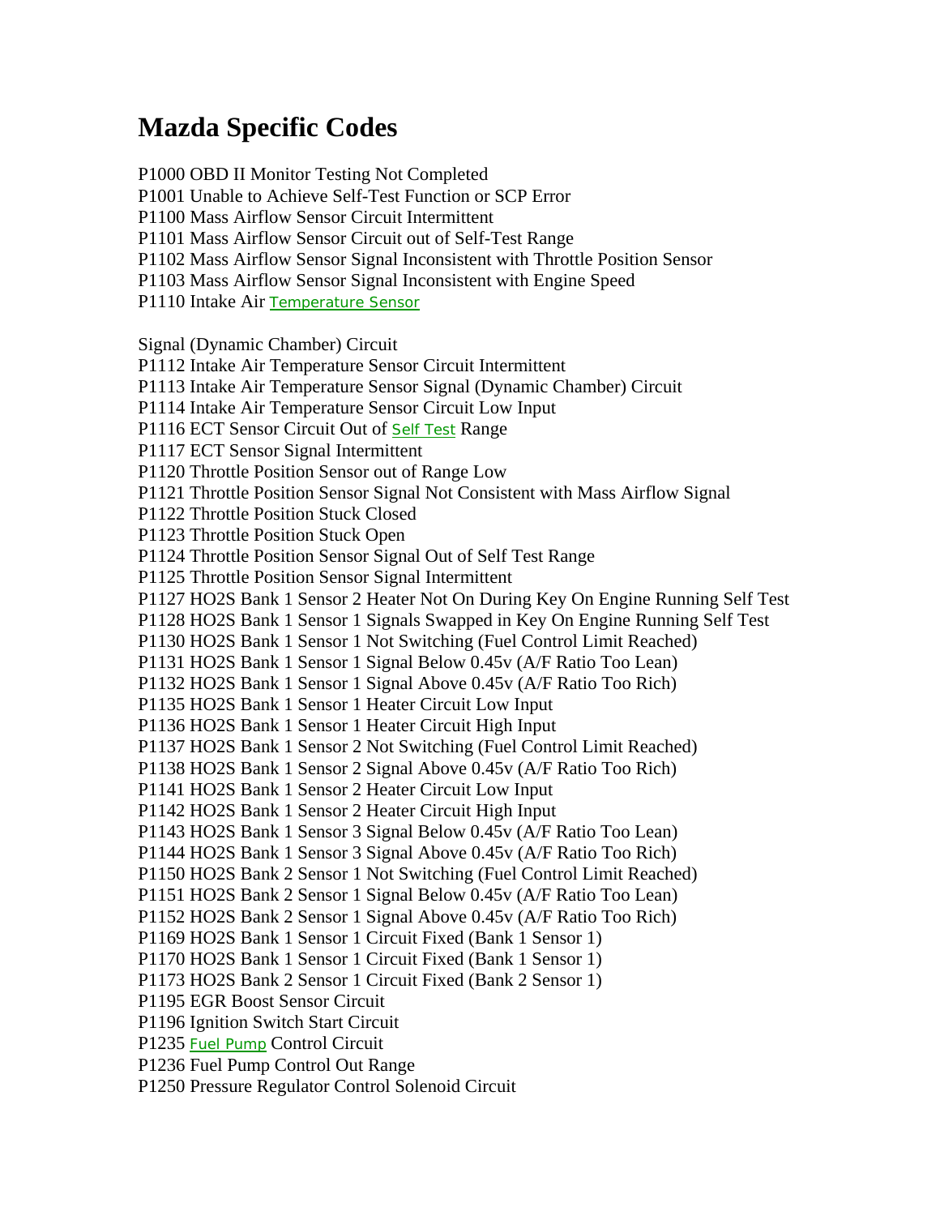# Mazda Specific Codes

P1000 OBD II Monitor Testing Not Completed
P1001 Unable to Achieve Self-Test Function or SCP Error
P1100 Mass Airflow Sensor Circuit Intermittent
P1101 Mass Airflow Sensor Circuit out of Self-Test Range
P1102 Mass Airflow Sensor Signal Inconsistent with Throttle Position Sensor
P1103 Mass Airflow Sensor Signal Inconsistent with Engine Speed
P1110 Intake Air Temperature Sensor

Signal (Dynamic Chamber) Circuit
P1112 Intake Air Temperature Sensor Circuit Intermittent
P1113 Intake Air Temperature Sensor Signal (Dynamic Chamber) Circuit
P1114 Intake Air Temperature Sensor Circuit Low Input
P1116 ECT Sensor Circuit Out of Self Test Range
P1117 ECT Sensor Signal Intermittent
P1120 Throttle Position Sensor out of Range Low
P1121 Throttle Position Sensor Signal Not Consistent with Mass Airflow Signal
P1122 Throttle Position Stuck Closed
P1123 Throttle Position Stuck Open
P1124 Throttle Position Sensor Signal Out of Self Test Range
P1125 Throttle Position Sensor Signal Intermittent
P1127 HO2S Bank 1 Sensor 2 Heater Not On During Key On Engine Running Self Test
P1128 HO2S Bank 1 Sensor 1 Signals Swapped in Key On Engine Running Self Test
P1130 HO2S Bank 1 Sensor 1 Not Switching (Fuel Control Limit Reached)
P1131 HO2S Bank 1 Sensor 1 Signal Below 0.45v (A/F Ratio Too Lean)
P1132 HO2S Bank 1 Sensor 1 Signal Above 0.45v (A/F Ratio Too Rich)
P1135 HO2S Bank 1 Sensor 1 Heater Circuit Low Input
P1136 HO2S Bank 1 Sensor 1 Heater Circuit High Input
P1137 HO2S Bank 1 Sensor 2 Not Switching (Fuel Control Limit Reached)
P1138 HO2S Bank 1 Sensor 2 Signal Above 0.45v (A/F Ratio Too Rich)
P1141 HO2S Bank 1 Sensor 2 Heater Circuit Low Input
P1142 HO2S Bank 1 Sensor 2 Heater Circuit High Input
P1143 HO2S Bank 1 Sensor 3 Signal Below 0.45v (A/F Ratio Too Lean)
P1144 HO2S Bank 1 Sensor 3 Signal Above 0.45v (A/F Ratio Too Rich)
P1150 HO2S Bank 2 Sensor 1 Not Switching (Fuel Control Limit Reached)
P1151 HO2S Bank 2 Sensor 1 Signal Below 0.45v (A/F Ratio Too Lean)
P1152 HO2S Bank 2 Sensor 1 Signal Above 0.45v (A/F Ratio Too Rich)
P1169 HO2S Bank 1 Sensor 1 Circuit Fixed (Bank 1 Sensor 1)
P1170 HO2S Bank 1 Sensor 1 Circuit Fixed (Bank 1 Sensor 1)
P1173 HO2S Bank 2 Sensor 1 Circuit Fixed (Bank 2 Sensor 1)
P1195 EGR Boost Sensor Circuit
P1196 Ignition Switch Start Circuit
P1235 Fuel Pump Control Circuit
P1236 Fuel Pump Control Out Range
P1250 Pressure Regulator Control Solenoid Circuit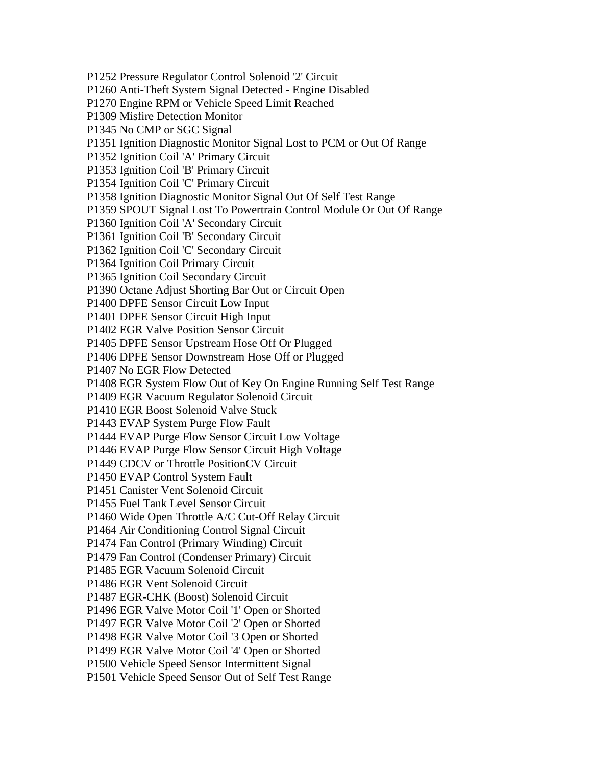P1252 Pressure Regulator Control Solenoid '2' Circuit
P1260 Anti-Theft System Signal Detected - Engine Disabled
P1270 Engine RPM or Vehicle Speed Limit Reached
P1309 Misfire Detection Monitor
P1345 No CMP or SGC Signal
P1351 Ignition Diagnostic Monitor Signal Lost to PCM or Out Of Range
P1352 Ignition Coil 'A' Primary Circuit
P1353 Ignition Coil 'B' Primary Circuit
P1354 Ignition Coil 'C' Primary Circuit
P1358 Ignition Diagnostic Monitor Signal Out Of Self Test Range
P1359 SPOUT Signal Lost To Powertrain Control Module Or Out Of Range
P1360 Ignition Coil 'A' Secondary Circuit
P1361 Ignition Coil 'B' Secondary Circuit
P1362 Ignition Coil 'C' Secondary Circuit
P1364 Ignition Coil Primary Circuit
P1365 Ignition Coil Secondary Circuit
P1390 Octane Adjust Shorting Bar Out or Circuit Open
P1400 DPFE Sensor Circuit Low Input
P1401 DPFE Sensor Circuit High Input
P1402 EGR Valve Position Sensor Circuit
P1405 DPFE Sensor Upstream Hose Off Or Plugged
P1406 DPFE Sensor Downstream Hose Off or Plugged
P1407 No EGR Flow Detected
P1408 EGR System Flow Out of Key On Engine Running Self Test Range
P1409 EGR Vacuum Regulator Solenoid Circuit
P1410 EGR Boost Solenoid Valve Stuck
P1443 EVAP System Purge Flow Fault
P1444 EVAP Purge Flow Sensor Circuit Low Voltage
P1446 EVAP Purge Flow Sensor Circuit High Voltage
P1449 CDCV or Throttle PositionCV Circuit
P1450 EVAP Control System Fault
P1451 Canister Vent Solenoid Circuit
P1455 Fuel Tank Level Sensor Circuit
P1460 Wide Open Throttle A/C Cut-Off Relay Circuit
P1464 Air Conditioning Control Signal Circuit
P1474 Fan Control (Primary Winding) Circuit
P1479 Fan Control (Condenser Primary) Circuit
P1485 EGR Vacuum Solenoid Circuit
P1486 EGR Vent Solenoid Circuit
P1487 EGR-CHK (Boost) Solenoid Circuit
P1496 EGR Valve Motor Coil '1' Open or Shorted
P1497 EGR Valve Motor Coil '2' Open or Shorted
P1498 EGR Valve Motor Coil '3 Open or Shorted
P1499 EGR Valve Motor Coil '4' Open or Shorted
P1500 Vehicle Speed Sensor Intermittent Signal
P1501 Vehicle Speed Sensor Out of Self Test Range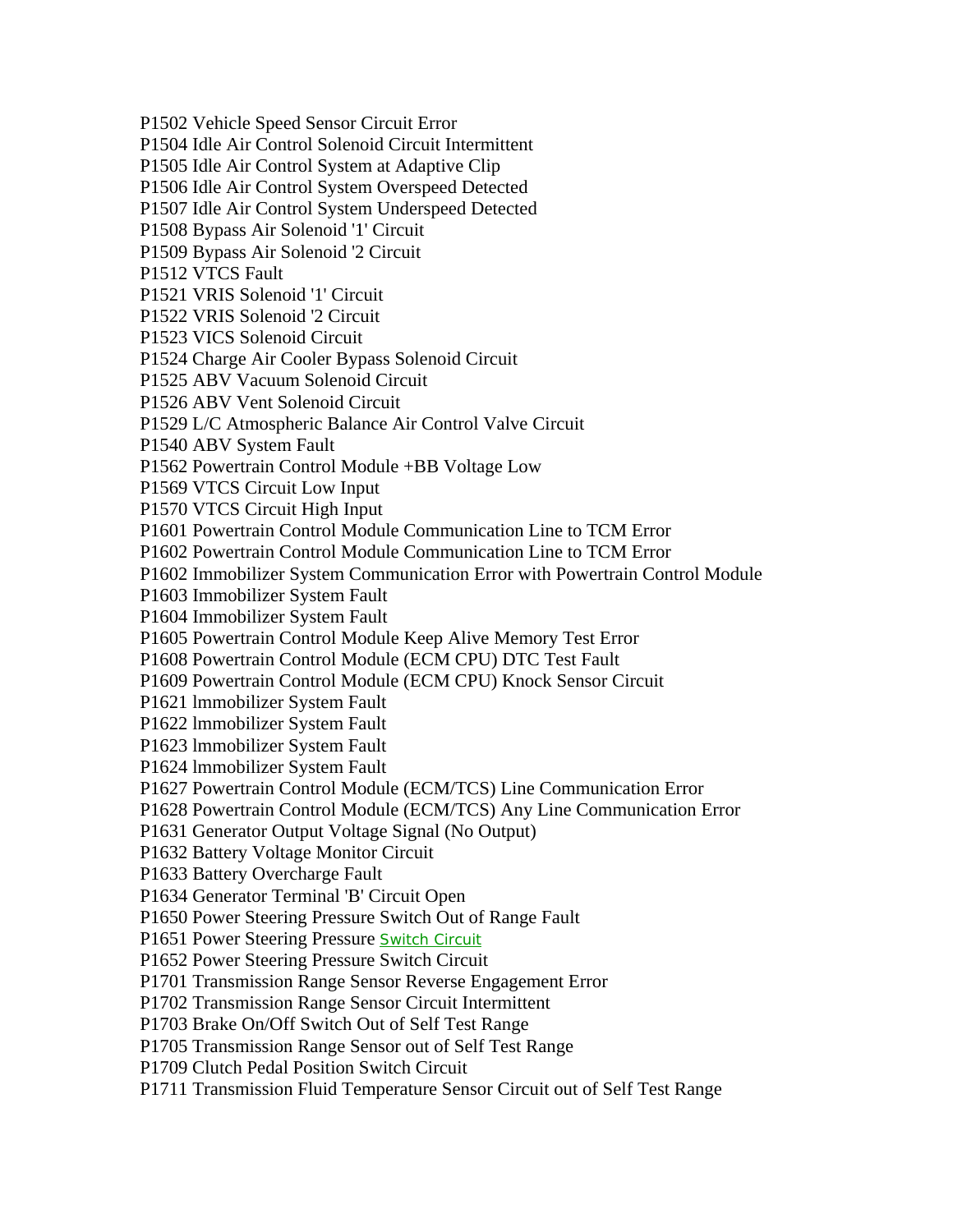P1502 Vehicle Speed Sensor Circuit Error  
P1504 Idle Air Control Solenoid Circuit Intermittent  
P1505 Idle Air Control System at Adaptive Clip  
P1506 Idle Air Control System Overspeed Detected  
P1507 Idle Air Control System Underspeed Detected  
P1508 Bypass Air Solenoid '1' Circuit  
P1509 Bypass Air Solenoid '2 Circuit  
P1512 VTCS Fault  
P1521 VRIS Solenoid '1' Circuit  
P1522 VRIS Solenoid '2 Circuit  
P1523 VICS Solenoid Circuit  
P1524 Charge Air Cooler Bypass Solenoid Circuit  
P1525 ABV Vacuum Solenoid Circuit  
P1526 ABV Vent Solenoid Circuit  
P1529 L/C Atmospheric Balance Air Control Valve Circuit  
P1540 ABV System Fault  
P1562 Powertrain Control Module +BB Voltage Low  
P1569 VTCS Circuit Low Input  
P1570 VTCS Circuit High Input  
P1601 Powertrain Control Module Communication Line to TCM Error  
P1602 Powertrain Control Module Communication Line to TCM Error  
P1602 Immobilizer System Communication Error with Powertrain Control Module  
P1603 Immobilizer System Fault  
P1604 Immobilizer System Fault  
P1605 Powertrain Control Module Keep Alive Memory Test Error  
P1608 Powertrain Control Module (ECM CPU) DTC Test Fault  
P1609 Powertrain Control Module (ECM CPU) Knock Sensor Circuit  
P1621 lmmobilizer System Fault  
P1622 lmmobilizer System Fault  
P1623 lmmobilizer System Fault  
P1624 lmmobilizer System Fault  
P1627 Powertrain Control Module (ECM/TCS) Line Communication Error  
P1628 Powertrain Control Module (ECM/TCS) Any Line Communication Error  
P1631 Generator Output Voltage Signal (No Output)  
P1632 Battery Voltage Monitor Circuit  
P1633 Battery Overcharge Fault  
P1634 Generator Terminal 'B' Circuit Open  
P1650 Power Steering Pressure Switch Out of Range Fault  
P1651 Power Steering Pressure Switch Circuit  
P1652 Power Steering Pressure Switch Circuit  
P1701 Transmission Range Sensor Reverse Engagement Error  
P1702 Transmission Range Sensor Circuit Intermittent  
P1703 Brake On/Off Switch Out of Self Test Range  
P1705 Transmission Range Sensor out of Self Test Range  
P1709 Clutch Pedal Position Switch Circuit  
P1711 Transmission Fluid Temperature Sensor Circuit out of Self Test Range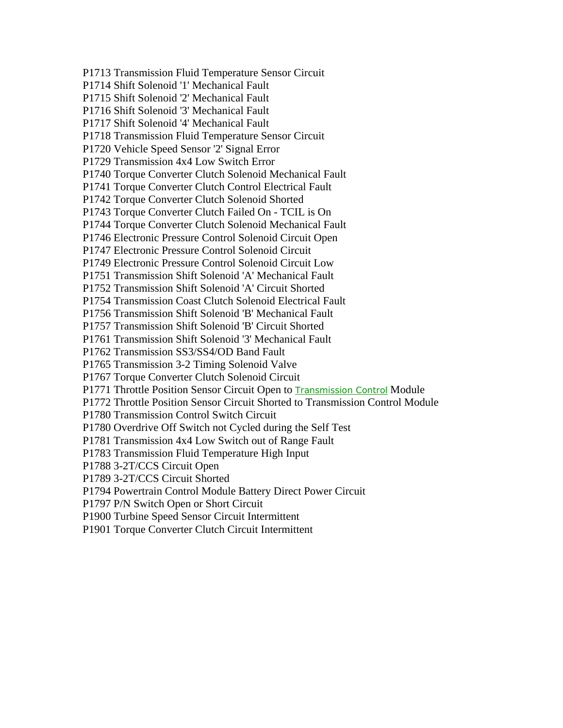P1713 Transmission Fluid Temperature Sensor Circuit
P1714 Shift Solenoid '1' Mechanical Fault
P1715 Shift Solenoid '2' Mechanical Fault
P1716 Shift Solenoid '3' Mechanical Fault
P1717 Shift Solenoid '4' Mechanical Fault
P1718 Transmission Fluid Temperature Sensor Circuit
P1720 Vehicle Speed Sensor '2' Signal Error
P1729 Transmission 4x4 Low Switch Error
P1740 Torque Converter Clutch Solenoid Mechanical Fault
P1741 Torque Converter Clutch Control Electrical Fault
P1742 Torque Converter Clutch Solenoid Shorted
P1743 Torque Converter Clutch Failed On - TCIL is On
P1744 Torque Converter Clutch Solenoid Mechanical Fault
P1746 Electronic Pressure Control Solenoid Circuit Open
P1747 Electronic Pressure Control Solenoid Circuit
P1749 Electronic Pressure Control Solenoid Circuit Low
P1751 Transmission Shift Solenoid 'A' Mechanical Fault
P1752 Transmission Shift Solenoid 'A' Circuit Shorted
P1754 Transmission Coast Clutch Solenoid Electrical Fault
P1756 Transmission Shift Solenoid 'B' Mechanical Fault
P1757 Transmission Shift Solenoid 'B' Circuit Shorted
P1761 Transmission Shift Solenoid '3' Mechanical Fault
P1762 Transmission SS3/SS4/OD Band Fault
P1765 Transmission 3-2 Timing Solenoid Valve
P1767 Torque Converter Clutch Solenoid Circuit
P1771 Throttle Position Sensor Circuit Open to Transmission Control Module
P1772 Throttle Position Sensor Circuit Shorted to Transmission Control Module
P1780 Transmission Control Switch Circuit
P1780 Overdrive Off Switch not Cycled during the Self Test
P1781 Transmission 4x4 Low Switch out of Range Fault
P1783 Transmission Fluid Temperature High Input
P1788 3-2T/CCS Circuit Open
P1789 3-2T/CCS Circuit Shorted
P1794 Powertrain Control Module Battery Direct Power Circuit
P1797 P/N Switch Open or Short Circuit
P1900 Turbine Speed Sensor Circuit Intermittent
P1901 Torque Converter Clutch Circuit Intermittent